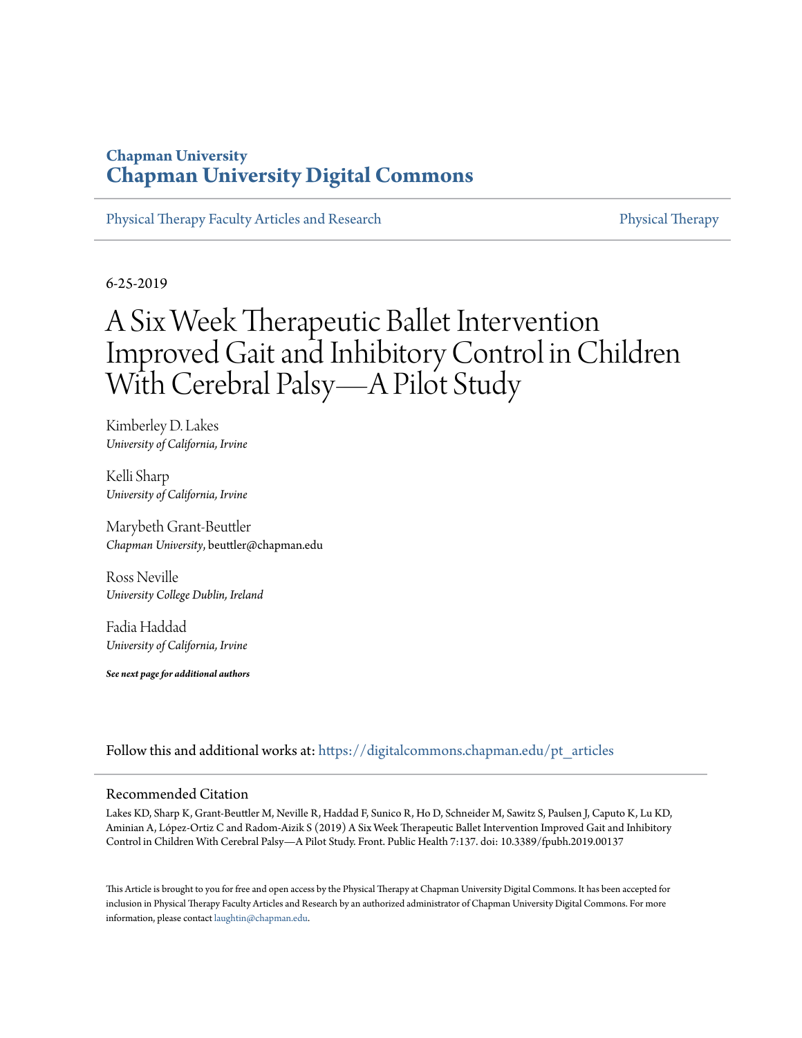Chapman University

# Chapman University Digital Commons

Physical Therapy Faculty Articles and Research | Physical Therapy

6-25-2019

# A Six Week Therapeutic Ballet Intervention Improved Gait and Inhibitory Control in Children With Cerebral Palsy—A Pilot Study

Kimberley D. Lakes
*University of California, Irvine*

Kelli Sharp
*University of California, Irvine*

Marybeth Grant-Beuttler
*Chapman University*, beuttler@chapman.edu

Ross Neville
*University College Dublin, Ireland*

Fadia Haddad
*University of California, Irvine*

***See next page for additional authors***

Follow this and additional works at: https://digitalcommons.chapman.edu/pt_articles

## Recommended Citation

Lakes KD, Sharp K, Grant-Beuttler M, Neville R, Haddad F, Sunico R, Ho D, Schneider M, Sawitz S, Paulsen J, Caputo K, Lu KD, Aminian A, López-Ortiz C and Radom-Aizik S (2019) A Six Week Therapeutic Ballet Intervention Improved Gait and Inhibitory Control in Children With Cerebral Palsy—A Pilot Study. Front. Public Health 7:137. doi: 10.3389/fpubh.2019.00137

This Article is brought to you for free and open access by the Physical Therapy at Chapman University Digital Commons. It has been accepted for inclusion in Physical Therapy Faculty Articles and Research by an authorized administrator of Chapman University Digital Commons. For more information, please contact laughtin@chapman.edu.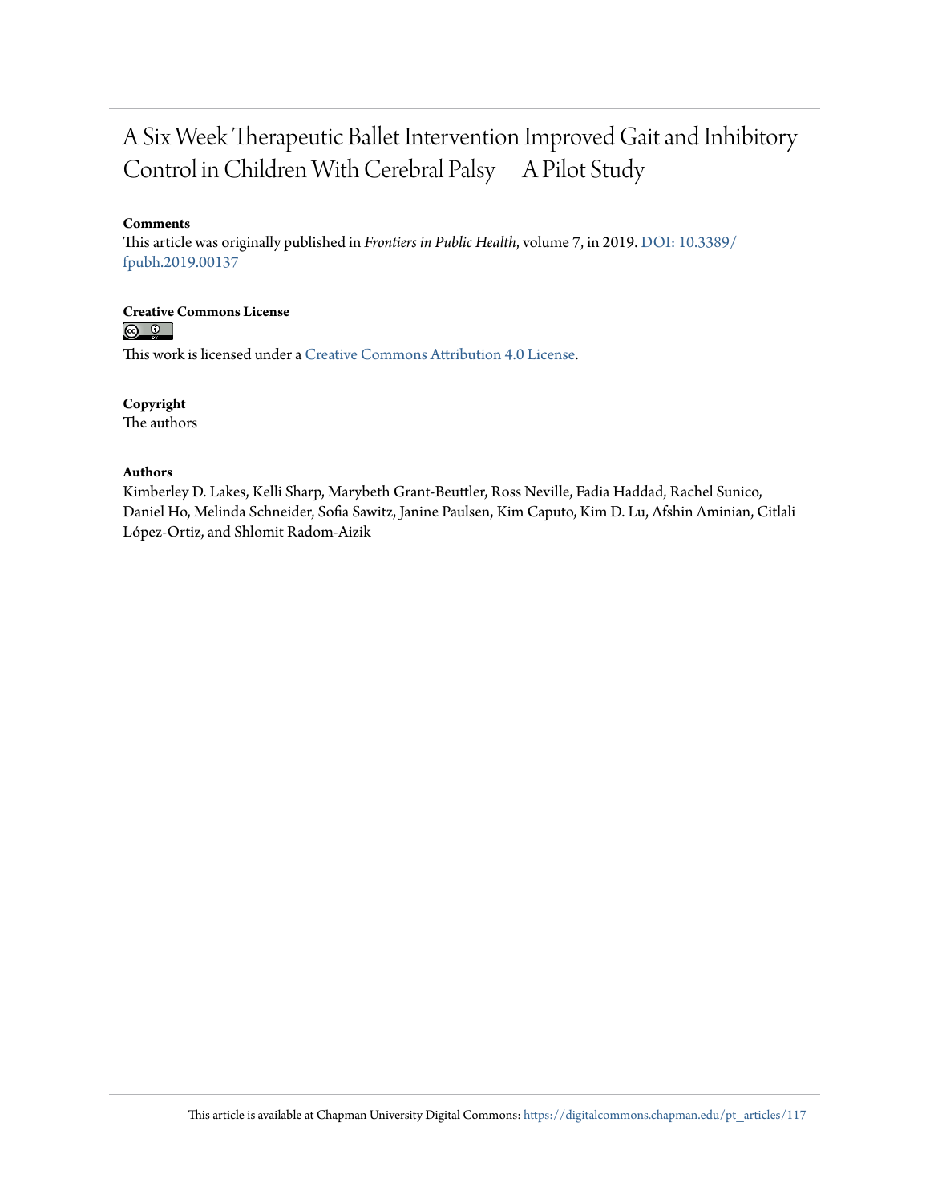# A Six Week Therapeutic Ballet Intervention Improved Gait and Inhibitory Control in Children With Cerebral Palsy—A Pilot Study

**Comments**

This article was originally published in *Frontiers in Public Health*, volume 7, in 2019. DOI: 10.3389/fpubh.2019.00137

**Creative Commons License**

This work is licensed under a Creative Commons Attribution 4.0 License.

**Copyright**

The authors

**Authors**

Kimberley D. Lakes, Kelli Sharp, Marybeth Grant-Beuttler, Ross Neville, Fadia Haddad, Rachel Sunico, Daniel Ho, Melinda Schneider, Sofia Sawitz, Janine Paulsen, Kim Caputo, Kim D. Lu, Afshin Aminian, Citlali López-Ortiz, and Shlomit Radom-Aizik

This article is available at Chapman University Digital Commons: https://digitalcommons.chapman.edu/pt_articles/117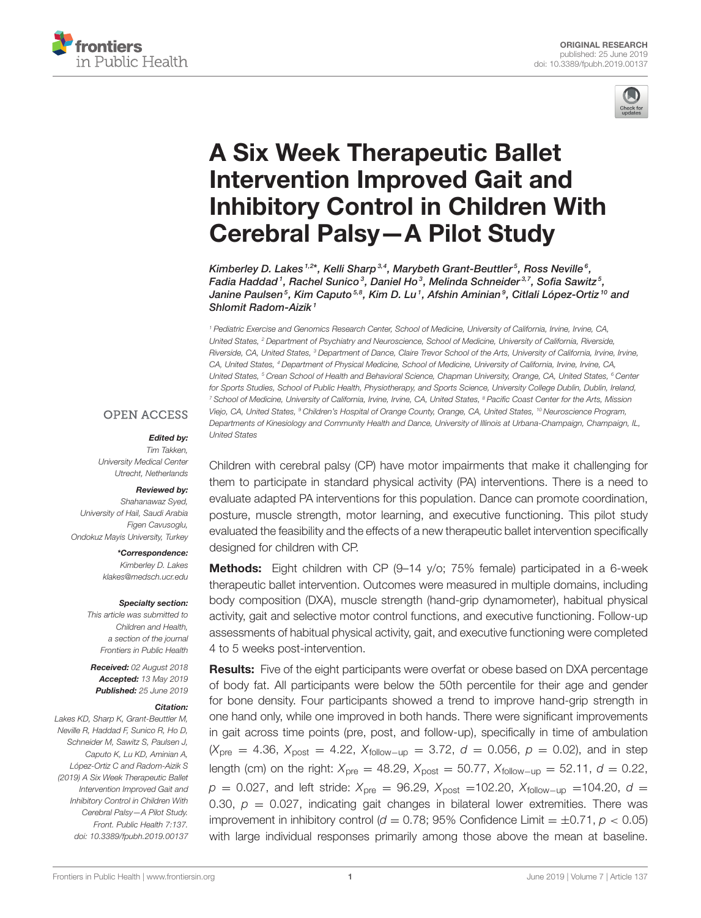ORIGINAL RESEARCH
published: 25 June 2019
doi: 10.3389/fpubh.2019.00137

# A Six Week Therapeutic Ballet Intervention Improved Gait and Inhibitory Control in Children With Cerebral Palsy—A Pilot Study

*Kimberley D. Lakes[1,2]\*, Kelli Sharp[3,4], Marybeth Grant-Beuttler[5], Ross Neville[6], Fadia Haddad[1], Rachel Sunico[3], Daniel Ho[3], Melinda Schneider[3,7], Sofia Sawitz[5], Janine Paulsen[5], Kim Caputo[5,8], Kim D. Lu[1], Afshin Aminian[9], Citlali López-Ortiz[10] and Shlomit Radom-Aizik[1]*

[1] Pediatric Exercise and Genomics Research Center, School of Medicine, University of California, Irvine, Irvine, CA, United States, [2] Department of Psychiatry and Neuroscience, School of Medicine, University of California, Riverside, Riverside, CA, United States, [3] Department of Dance, Claire Trevor School of the Arts, University of California, Irvine, Irvine, CA, United States, [4] Department of Physical Medicine, School of Medicine, University of California, Irvine, Irvine, CA, United States, [5] Crean School of Health and Behavioral Science, Chapman University, Orange, CA, United States, [6] Center for Sports Studies, School of Public Health, Physiotherapy, and Sports Science, University College Dublin, Dublin, Ireland, [7] School of Medicine, University of California, Irvine, Irvine, CA, United States, [8] Pacific Coast Center for the Arts, Mission Viejo, CA, United States, [9] Children's Hospital of Orange County, Orange, CA, United States, [10] Neuroscience Program, Departments of Kinesiology and Community Health and Dance, University of Illinois at Urbana-Champaign, Champaign, IL, United States

OPEN ACCESS

**Edited by:**
Tim Takken,
University Medical Center Utrecht, Netherlands

**Reviewed by:**
Shahanawaz Syed,
University of Hail, Saudi Arabia
Figen Cavusoglu,
Ondokuz Mayis University, Turkey

**\*Correspondence:**
Kimberley D. Lakes
klakes@medsch.ucr.edu

**Specialty section:**
This article was submitted to Children and Health, a section of the journal Frontiers in Public Health

**Received:** 02 August 2018
**Accepted:** 13 May 2019
**Published:** 25 June 2019

**Citation:**
Lakes KD, Sharp K, Grant-Beuttler M, Neville R, Haddad F, Sunico R, Ho D, Schneider M, Sawitz S, Paulsen J, Caputo K, Lu KD, Aminian A, López-Ortiz C and Radom-Aizik S (2019) A Six Week Therapeutic Ballet Intervention Improved Gait and Inhibitory Control in Children With Cerebral Palsy—A Pilot Study. Front. Public Health 7:137. doi: 10.3389/fpubh.2019.00137

Children with cerebral palsy (CP) have motor impairments that make it challenging for them to participate in standard physical activity (PA) interventions. There is a need to evaluate adapted PA interventions for this population. Dance can promote coordination, posture, muscle strength, motor learning, and executive functioning. This pilot study evaluated the feasibility and the effects of a new therapeutic ballet intervention specifically designed for children with CP.

**Methods:** Eight children with CP (9–14 y/o; 75% female) participated in a 6-week therapeutic ballet intervention. Outcomes were measured in multiple domains, including body composition (DXA), muscle strength (hand-grip dynamometer), habitual physical activity, gait and selective motor control functions, and executive functioning. Follow-up assessments of habitual physical activity, gait, and executive functioning were completed 4 to 5 weeks post-intervention.

**Results:** Five of the eight participants were overfat or obese based on DXA percentage of body fat. All participants were below the 50th percentile for their age and gender for bone density. Four participants showed a trend to improve hand-grip strength in one hand only, while one improved in both hands. There were significant improvements in gait across time points (pre, post, and follow-up), specifically in time of ambulation ($X_{\text{pre}} = 4.36$, $X_{\text{post}} = 4.22$, $X_{\text{follow-up}} = 3.72$, $d = 0.056$, $p = 0.02$), and in step length (cm) on the right: $X_{\text{pre}} = 48.29$, $X_{\text{post}} = 50.77$, $X_{\text{follow-up}} = 52.11$, $d = 0.22$, $p = 0.027$, and left stride: $X_{\text{pre}} = 96.29$, $X_{\text{post}} = 102.20$, $X_{\text{follow-up}} = 104.20$, $d = 0.30$, $p = 0.027$, indicating gait changes in bilateral lower extremities. There was improvement in inhibitory control ($d = 0.78$; 95% Confidence Limit $= \pm 0.71$, $p < 0.05$) with large individual responses primarily among those above the mean at baseline.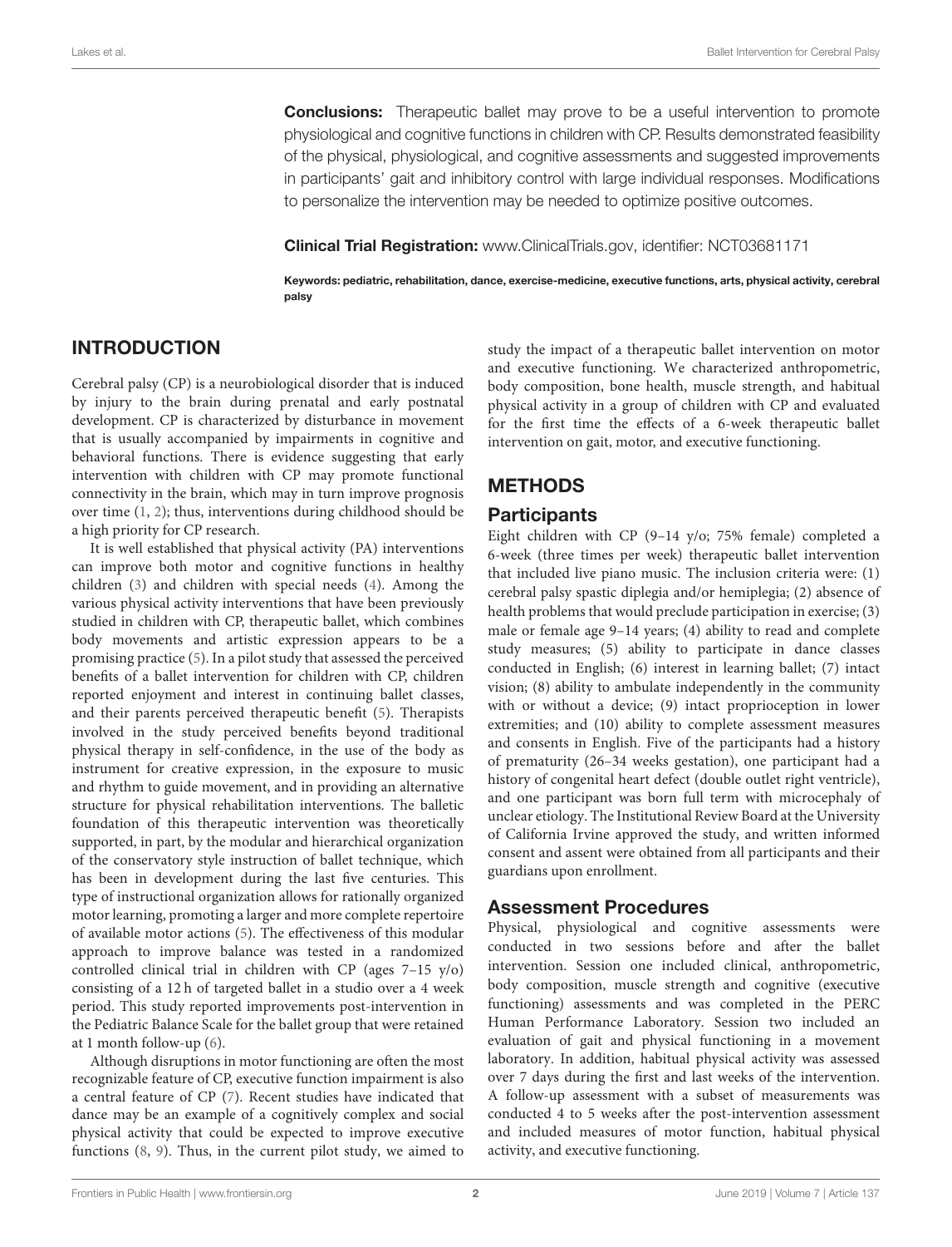**Conclusions:** Therapeutic ballet may prove to be a useful intervention to promote physiological and cognitive functions in children with CP. Results demonstrated feasibility of the physical, physiological, and cognitive assessments and suggested improvements in participants' gait and inhibitory control with large individual responses. Modifications to personalize the intervention may be needed to optimize positive outcomes.

**Clinical Trial Registration:** www.ClinicalTrials.gov, identifier: NCT03681171

**Keywords: pediatric, rehabilitation, dance, exercise-medicine, executive functions, arts, physical activity, cerebral palsy**

## INTRODUCTION

Cerebral palsy (CP) is a neurobiological disorder that is induced by injury to the brain during prenatal and early postnatal development. CP is characterized by disturbance in movement that is usually accompanied by impairments in cognitive and behavioral functions. There is evidence suggesting that early intervention with children with CP may promote functional connectivity in the brain, which may in turn improve prognosis over time (1, 2); thus, interventions during childhood should be a high priority for CP research.

It is well established that physical activity (PA) interventions can improve both motor and cognitive functions in healthy children (3) and children with special needs (4). Among the various physical activity interventions that have been previously studied in children with CP, therapeutic ballet, which combines body movements and artistic expression appears to be a promising practice (5). In a pilot study that assessed the perceived benefits of a ballet intervention for children with CP, children reported enjoyment and interest in continuing ballet classes, and their parents perceived therapeutic benefit (5). Therapists involved in the study perceived benefits beyond traditional physical therapy in self-confidence, in the use of the body as instrument for creative expression, in the exposure to music and rhythm to guide movement, and in providing an alternative structure for physical rehabilitation interventions. The balletic foundation of this therapeutic intervention was theoretically supported, in part, by the modular and hierarchical organization of the conservatory style instruction of ballet technique, which has been in development during the last five centuries. This type of instructional organization allows for rationally organized motor learning, promoting a larger and more complete repertoire of available motor actions (5). The effectiveness of this modular approach to improve balance was tested in a randomized controlled clinical trial in children with CP (ages 7–15 y/o) consisting of a 12 h of targeted ballet in a studio over a 4 week period. This study reported improvements post-intervention in the Pediatric Balance Scale for the ballet group that were retained at 1 month follow-up (6).

Although disruptions in motor functioning are often the most recognizable feature of CP, executive function impairment is also a central feature of CP (7). Recent studies have indicated that dance may be an example of a cognitively complex and social physical activity that could be expected to improve executive functions (8, 9). Thus, in the current pilot study, we aimed to study the impact of a therapeutic ballet intervention on motor and executive functioning. We characterized anthropometric, body composition, bone health, muscle strength, and habitual physical activity in a group of children with CP and evaluated for the first time the effects of a 6-week therapeutic ballet intervention on gait, motor, and executive functioning.

## METHODS

### Participants

Eight children with CP (9–14 y/o; 75% female) completed a 6-week (three times per week) therapeutic ballet intervention that included live piano music. The inclusion criteria were: (1) cerebral palsy spastic diplegia and/or hemiplegia; (2) absence of health problems that would preclude participation in exercise; (3) male or female age 9–14 years; (4) ability to read and complete study measures; (5) ability to participate in dance classes conducted in English; (6) interest in learning ballet; (7) intact vision; (8) ability to ambulate independently in the community with or without a device; (9) intact proprioception in lower extremities; and (10) ability to complete assessment measures and consents in English. Five of the participants had a history of prematurity (26–34 weeks gestation), one participant had a history of congenital heart defect (double outlet right ventricle), and one participant was born full term with microcephaly of unclear etiology. The Institutional Review Board at the University of California Irvine approved the study, and written informed consent and assent were obtained from all participants and their guardians upon enrollment.

### Assessment Procedures

Physical, physiological and cognitive assessments were conducted in two sessions before and after the ballet intervention. Session one included clinical, anthropometric, body composition, muscle strength and cognitive (executive functioning) assessments and was completed in the PERC Human Performance Laboratory. Session two included an evaluation of gait and physical functioning in a movement laboratory. In addition, habitual physical activity was assessed over 7 days during the first and last weeks of the intervention. A follow-up assessment with a subset of measurements was conducted 4 to 5 weeks after the post-intervention assessment and included measures of motor function, habitual physical activity, and executive functioning.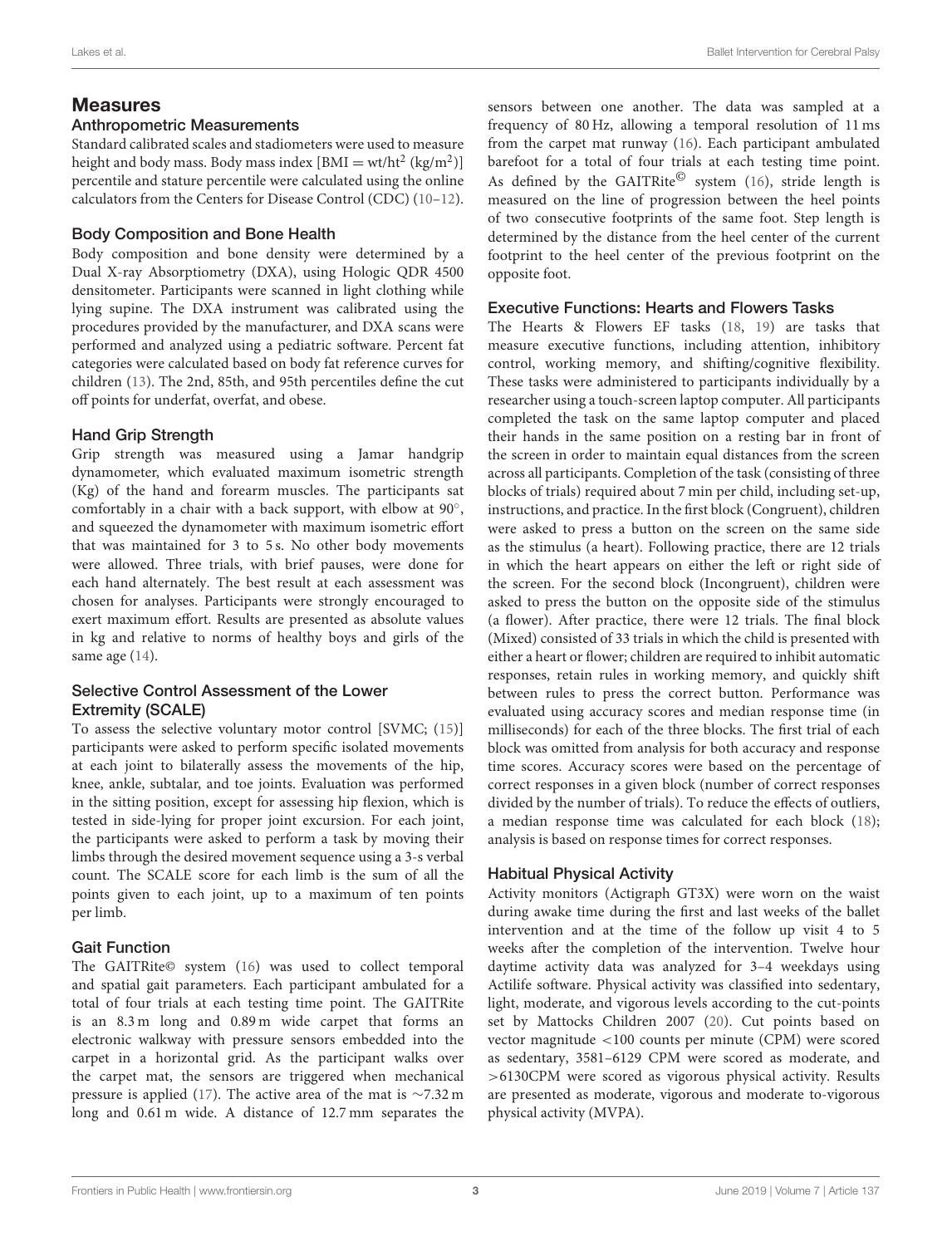## Measures

### Anthropometric Measurements

Standard calibrated scales and stadiometers were used to measure height and body mass. Body mass index [BMI = wt/ht$^2$ (kg/m$^2$)] percentile and stature percentile were calculated using the online calculators from the Centers for Disease Control (CDC) (10–12).

### Body Composition and Bone Health

Body composition and bone density were determined by a Dual X-ray Absorptiometry (DXA), using Hologic QDR 4500 densitometer. Participants were scanned in light clothing while lying supine. The DXA instrument was calibrated using the procedures provided by the manufacturer, and DXA scans were performed and analyzed using a pediatric software. Percent fat categories were calculated based on body fat reference curves for children (13). The 2nd, 85th, and 95th percentiles define the cut off points for underfat, overfat, and obese.

### Hand Grip Strength

Grip strength was measured using a Jamar handgrip dynamometer, which evaluated maximum isometric strength (Kg) of the hand and forearm muscles. The participants sat comfortably in a chair with a back support, with elbow at 90°, and squeezed the dynamometer with maximum isometric effort that was maintained for 3 to 5 s. No other body movements were allowed. Three trials, with brief pauses, were done for each hand alternately. The best result at each assessment was chosen for analyses. Participants were strongly encouraged to exert maximum effort. Results are presented as absolute values in kg and relative to norms of healthy boys and girls of the same age (14).

### Selective Control Assessment of the Lower Extremity (SCALE)

To assess the selective voluntary motor control [SVMC; (15)] participants were asked to perform specific isolated movements at each joint to bilaterally assess the movements of the hip, knee, ankle, subtalar, and toe joints. Evaluation was performed in the sitting position, except for assessing hip flexion, which is tested in side-lying for proper joint excursion. For each joint, the participants were asked to perform a task by moving their limbs through the desired movement sequence using a 3-s verbal count. The SCALE score for each limb is the sum of all the points given to each joint, up to a maximum of ten points per limb.

### Gait Function

The GAITRite© system (16) was used to collect temporal and spatial gait parameters. Each participant ambulated for a total of four trials at each testing time point. The GAITRite is an 8.3 m long and 0.89 m wide carpet that forms an electronic walkway with pressure sensors embedded into the carpet in a horizontal grid. As the participant walks over the carpet mat, the sensors are triggered when mechanical pressure is applied (17). The active area of the mat is ∼7.32 m long and 0.61 m wide. A distance of 12.7 mm separates the sensors between one another. The data was sampled at a frequency of 80 Hz, allowing a temporal resolution of 11 ms from the carpet mat runway (16). Each participant ambulated barefoot for a total of four trials at each testing time point. As defined by the GAITRite© system (16), stride length is measured on the line of progression between the heel points of two consecutive footprints of the same foot. Step length is determined by the distance from the heel center of the current footprint to the heel center of the previous footprint on the opposite foot.

### Executive Functions: Hearts and Flowers Tasks

The Hearts & Flowers EF tasks (18, 19) are tasks that measure executive functions, including attention, inhibitory control, working memory, and shifting/cognitive flexibility. These tasks were administered to participants individually by a researcher using a touch-screen laptop computer. All participants completed the task on the same laptop computer and placed their hands in the same position on a resting bar in front of the screen in order to maintain equal distances from the screen across all participants. Completion of the task (consisting of three blocks of trials) required about 7 min per child, including set-up, instructions, and practice. In the first block (Congruent), children were asked to press a button on the screen on the same side as the stimulus (a heart). Following practice, there are 12 trials in which the heart appears on either the left or right side of the screen. For the second block (Incongruent), children were asked to press the button on the opposite side of the stimulus (a flower). After practice, there were 12 trials. The final block (Mixed) consisted of 33 trials in which the child is presented with either a heart or flower; children are required to inhibit automatic responses, retain rules in working memory, and quickly shift between rules to press the correct button. Performance was evaluated using accuracy scores and median response time (in milliseconds) for each of the three blocks. The first trial of each block was omitted from analysis for both accuracy and response time scores. Accuracy scores were based on the percentage of correct responses in a given block (number of correct responses divided by the number of trials). To reduce the effects of outliers, a median response time was calculated for each block (18); analysis is based on response times for correct responses.

### Habitual Physical Activity

Activity monitors (Actigraph GT3X) were worn on the waist during awake time during the first and last weeks of the ballet intervention and at the time of the follow up visit 4 to 5 weeks after the completion of the intervention. Twelve hour daytime activity data was analyzed for 3–4 weekdays using Actilife software. Physical activity was classified into sedentary, light, moderate, and vigorous levels according to the cut-points set by Mattocks Children 2007 (20). Cut points based on vector magnitude <100 counts per minute (CPM) were scored as sedentary, 3581–6129 CPM were scored as moderate, and >6130CPM were scored as vigorous physical activity. Results are presented as moderate, vigorous and moderate to-vigorous physical activity (MVPA).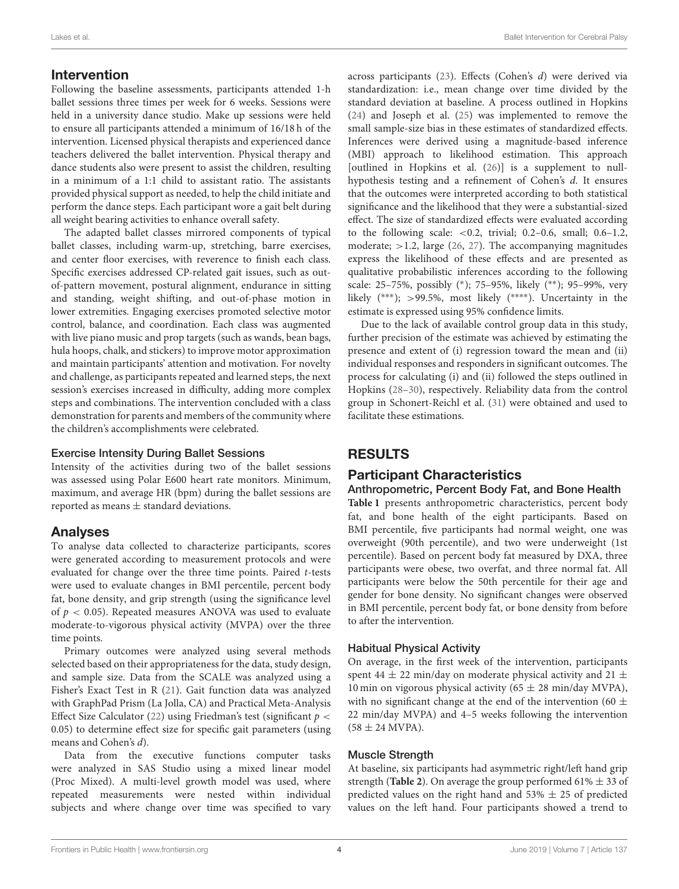## Intervention

Following the baseline assessments, participants attended 1-h ballet sessions three times per week for 6 weeks. Sessions were held in a university dance studio. Make up sessions were held to ensure all participants attended a minimum of 16/18 h of the intervention. Licensed physical therapists and experienced dance teachers delivered the ballet intervention. Physical therapy and dance students also were present to assist the children, resulting in a minimum of a 1:1 child to assistant ratio. The assistants provided physical support as needed, to help the child initiate and perform the dance steps. Each participant wore a gait belt during all weight bearing activities to enhance overall safety.

The adapted ballet classes mirrored components of typical ballet classes, including warm-up, stretching, barre exercises, and center floor exercises, with reverence to finish each class. Specific exercises addressed CP-related gait issues, such as out-of-pattern movement, postural alignment, endurance in sitting and standing, weight shifting, and out-of-phase motion in lower extremities. Engaging exercises promoted selective motor control, balance, and coordination. Each class was augmented with live piano music and prop targets (such as wands, bean bags, hula hoops, chalk, and stickers) to improve motor approximation and maintain participants' attention and motivation. For novelty and challenge, as participants repeated and learned steps, the next session's exercises increased in difficulty, adding more complex steps and combinations. The intervention concluded with a class demonstration for parents and members of the community where the children's accomplishments were celebrated.

### Exercise Intensity During Ballet Sessions

Intensity of the activities during two of the ballet sessions was assessed using Polar E600 heart rate monitors. Minimum, maximum, and average HR (bpm) during the ballet sessions are reported as means ± standard deviations.

## Analyses

To analyse data collected to characterize participants, scores were generated according to measurement protocols and were evaluated for change over the three time points. Paired *t*-tests were used to evaluate changes in BMI percentile, percent body fat, bone density, and grip strength (using the significance level of $p < 0.05$). Repeated measures ANOVA was used to evaluate moderate-to-vigorous physical activity (MVPA) over the three time points.

Primary outcomes were analyzed using several methods selected based on their appropriateness for the data, study design, and sample size. Data from the SCALE was analyzed using a Fisher's Exact Test in R (21). Gait function data was analyzed with GraphPad Prism (La Jolla, CA) and Practical Meta-Analysis Effect Size Calculator (22) using Friedman's test (significant $p < 0.05$) to determine effect size for specific gait parameters (using means and Cohen's *d*).

Data from the executive functions computer tasks were analyzed in SAS Studio using a mixed linear model (Proc Mixed). A multi-level growth model was used, where repeated measurements were nested within individual subjects and where change over time was specified to vary across participants (23). Effects (Cohen's *d*) were derived via standardization: i.e., mean change over time divided by the standard deviation at baseline. A process outlined in Hopkins (24) and Joseph et al. (25) was implemented to remove the small sample-size bias in these estimates of standardized effects. Inferences were derived using a magnitude-based inference (MBI) approach to likelihood estimation. This approach [outlined in Hopkins et al. (26)] is a supplement to null-hypothesis testing and a refinement of Cohen's *d*. It ensures that the outcomes were interpreted according to both statistical significance and the likelihood that they were a substantial-sized effect. The size of standardized effects were evaluated according to the following scale: <0.2, trivial; 0.2–0.6, small; 0.6–1.2, moderate; >1.2, large (26, 27). The accompanying magnitudes express the likelihood of these effects and are presented as qualitative probabilistic inferences according to the following scale: 25–75%, possibly (*); 75–95%, likely (**); 95–99%, very likely (***); >99.5%, most likely (****). Uncertainty in the estimate is expressed using 95% confidence limits.

Due to the lack of available control group data in this study, further precision of the estimate was achieved by estimating the presence and extent of (i) regression toward the mean and (ii) individual responses and responders in significant outcomes. The process for calculating (i) and (ii) followed the steps outlined in Hopkins (28–30), respectively. Reliability data from the control group in Schonert-Reichl et al. (31) were obtained and used to facilitate these estimations.

# RESULTS

## Participant Characteristics

### Anthropometric, Percent Body Fat, and Bone Health

**Table 1** presents anthropometric characteristics, percent body fat, and bone health of the eight participants. Based on BMI percentile, five participants had normal weight, one was overweight (90th percentile), and two were underweight (1st percentile). Based on percent body fat measured by DXA, three participants were obese, two overfat, and three normal fat. All participants were below the 50th percentile for their age and gender for bone density. No significant changes were observed in BMI percentile, percent body fat, or bone density from before to after the intervention.

### Habitual Physical Activity

On average, in the first week of the intervention, participants spent 44 ± 22 min/day on moderate physical activity and 21 ± 10 min on vigorous physical activity (65 ± 28 min/day MVPA), with no significant change at the end of the intervention (60 ± 22 min/day MVPA) and 4–5 weeks following the intervention (58 ± 24 MVPA).

### Muscle Strength

At baseline, six participants had asymmetric right/left hand grip strength (**Table 2**). On average the group performed 61% ± 33 of predicted values on the right hand and 53% ± 25 of predicted values on the left hand. Four participants showed a trend to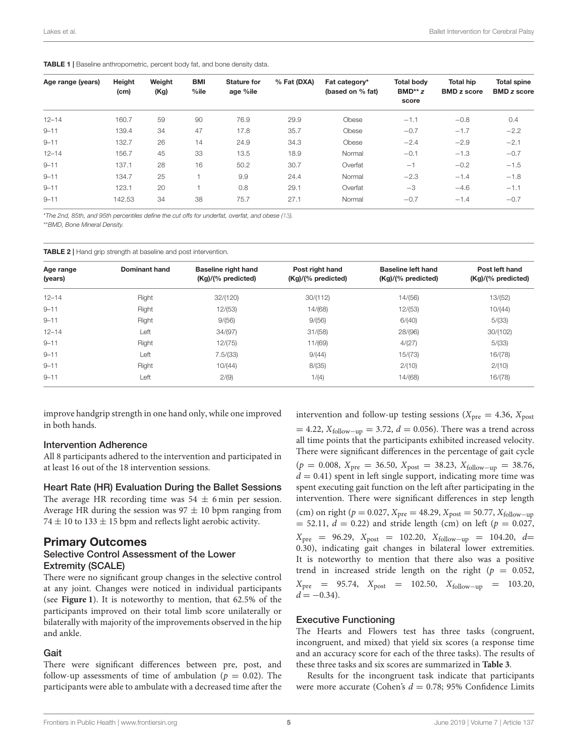**TABLE 1 |** Baseline anthropometric, percent body fat, and bone density data.

| Age range (years) | Height (cm) | Weight (Kg) | BMI %ile | Stature for age %ile | % Fat (DXA) | Fat category* (based on % fat) | Total body BMD** *z* score | Total hip BMD z score | Total spine BMD *z* score |
|---|---|---|---|---|---|---|---|---|---|
| 12–14 | 160.7 | 59 | 90 | 76.9 | 29.9 | Obese | −1.1 | −0.8 | 0.4 |
| 9–11 | 139.4 | 34 | 47 | 17.8 | 35.7 | Obese | −0.7 | −1.7 | −2.2 |
| 9–11 | 132.7 | 26 | 14 | 24.9 | 34.3 | Obese | −2.4 | −2.9 | −2.1 |
| 12–14 | 156.7 | 45 | 33 | 13.5 | 18.9 | Normal | −0.1 | −1.3 | −0.7 |
| 9–11 | 137.1 | 28 | 16 | 50.2 | 30.7 | Overfat | −1 | −0.2 | −1.5 |
| 9–11 | 134.7 | 25 | 1 | 9.9 | 24.4 | Normal | −2.3 | −1.4 | −1.8 |
| 9–11 | 123.1 | 20 | 1 | 0.8 | 29.1 | Overfat | −3 | −4.6 | −1.1 |
| 9–11 | 142.53 | 34 | 38 | 75.7 | 27.1 | Normal | −0.7 | −1.4 | −0.7 |

*The 2nd, 85th, and 95th percentiles define the cut offs for underfat, overfat, and obese (13).

**BMD, Bone Mineral Density.

**TABLE 2 |** Hand grip strength at baseline and post intervention.

| Age range (years) | Dominant hand | Baseline right hand (Kg)/(% predicted) | Post right hand (Kg)/(% predicted) | Baseline left hand (Kg)/(% predicted) | Post left hand (Kg)/(% predicted) |
|---|---|---|---|---|---|
| 12–14 | Right | 32/(120) | 30/(112) | 14/(56) | 13/(52) |
| 9–11 | Right | 12/(53) | 14/(68) | 12/(53) | 10/(44) |
| 9–11 | Right | 9/(56) | 9/(56) | 6/(40) | 5/(33) |
| 12–14 | Left | 34/(97) | 31/(58) | 28/(96) | 30/(102) |
| 9–11 | Right | 12/(75) | 11/(69) | 4/(27) | 5/(33) |
| 9–11 | Left | 7.5/(33) | 9/(44) | 15/(73) | 16/(78) |
| 9–11 | Right | 10/(44) | 8/(35) | 2/(10) | 2/(10) |
| 9–11 | Left | 2/(9) | 1/(4) | 14/(68) | 16/(78) |

improve handgrip strength in one hand only, while one improved in both hands.

### Intervention Adherence

All 8 participants adhered to the intervention and participated in at least 16 out of the 18 intervention sessions.

### Heart Rate (HR) Evaluation During the Ballet Sessions

The average HR recording time was $54 \pm 6$ min per session. Average HR during the session was $97 \pm 10$ bpm ranging from $74 \pm 10$ to $133 \pm 15$ bpm and reflects light aerobic activity.

## Primary Outcomes

### Selective Control Assessment of the Lower Extremity (SCALE)

There were no significant group changes in the selective control at any joint. Changes were noticed in individual participants (see **Figure 1**). It is noteworthy to mention, that 62.5% of the participants improved on their total limb score unilaterally or bilaterally with majority of the improvements observed in the hip and ankle.

### Gait

There were significant differences between pre, post, and follow-up assessments of time of ambulation ($p = 0.02$). The participants were able to ambulate with a decreased time after the intervention and follow-up testing sessions ($X_{\text{pre}} = 4.36$, $X_{\text{post}} = 4.22$, $X_{\text{follow-up}} = 3.72$, $d = 0.056$). There was a trend across all time points that the participants exhibited increased velocity. There were significant differences in the percentage of gait cycle ($p = 0.008$, $X_{\text{pre}} = 36.50$, $X_{\text{post}} = 38.23$, $X_{\text{follow-up}} = 38.76$, $d = 0.41$) spent in left single support, indicating more time was spent executing gait function on the left after participating in the intervention. There were significant differences in step length (cm) on right ($p = 0.027$, $X_{\text{pre}} = 48.29$, $X_{\text{post}} = 50.77$, $X_{\text{follow-up}} = 52.11$, $d = 0.22$) and stride length (cm) on left ($p = 0.027$, $X_{\text{pre}} = 96.29$, $X_{\text{post}} = 102.20$, $X_{\text{follow-up}} = 104.20$, $d = 0.30$), indicating gait changes in bilateral lower extremities. It is noteworthy to mention that there also was a positive trend in increased stride length on the right ($p = 0.052$, $X_{\text{pre}} = 95.74$, $X_{\text{post}} = 102.50$, $X_{\text{follow-up}} = 103.20$, $d = -0.34$).

### Executive Functioning

The Hearts and Flowers test has three tasks (congruent, incongruent, and mixed) that yield six scores (a response time and an accuracy score for each of the three tasks). The results of these three tasks and six scores are summarized in **Table 3**.

Results for the incongruent task indicate that participants were more accurate (Cohen's $d = 0.78$; 95% Confidence Limits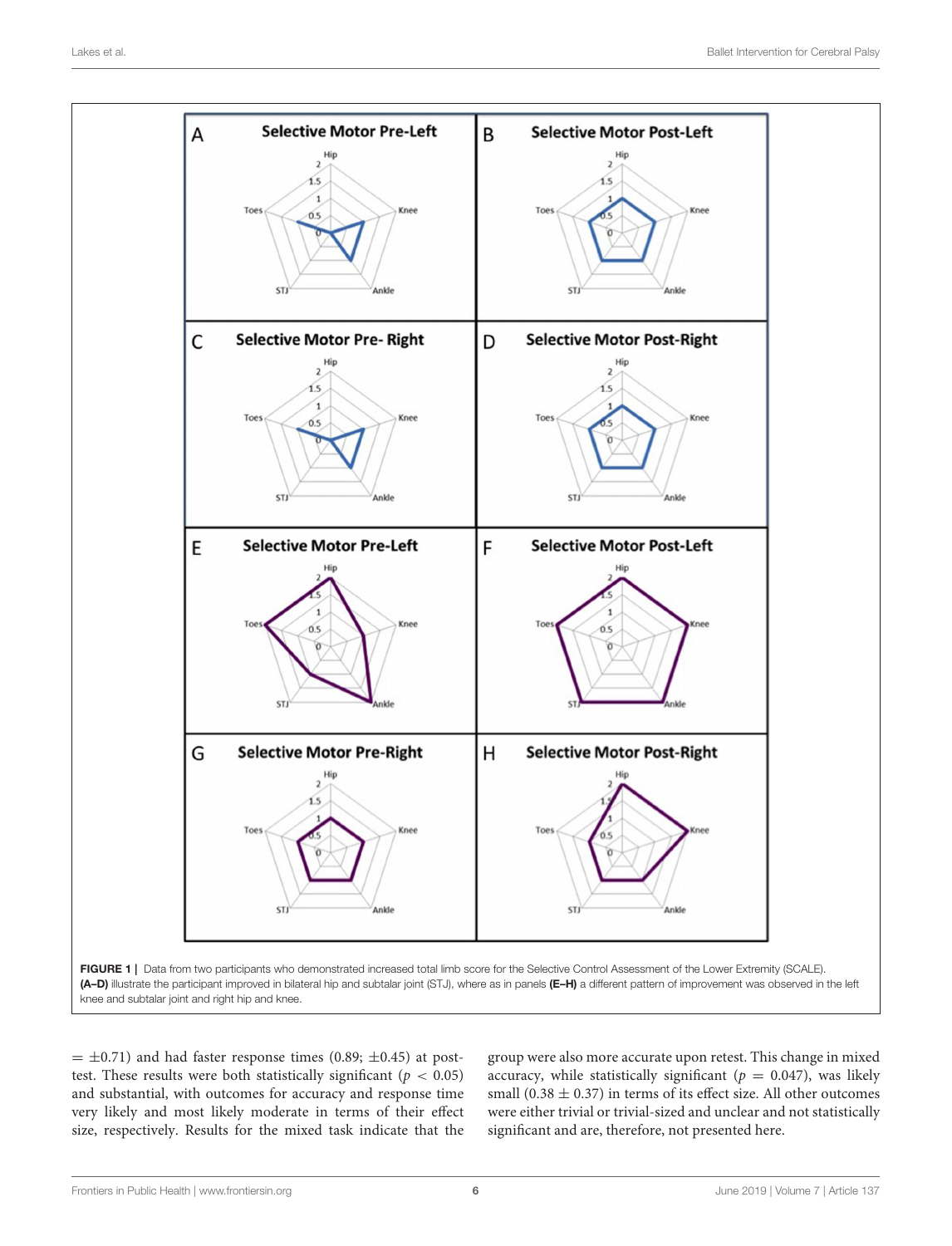FIGURE 1 | Data from two participants who demonstrated increased total limb score for the Selective Control Assessment of the Lower Extremity (SCALE). **(A–D)** illustrate the participant improved in bilateral hip and subtalar joint (STJ), where as in panels **(E–H)** a different pattern of improvement was observed in the left knee and subtalar joint and right hip and knee.

$= \pm 0.71$) and had faster response times (0.89; $\pm 0.45$) at post-test. These results were both statistically significant ($p < 0.05$) and substantial, with outcomes for accuracy and response time very likely and most likely moderate in terms of their effect size, respectively. Results for the mixed task indicate that the group were also more accurate upon retest. This change in mixed accuracy, while statistically significant ($p = 0.047$), was likely small ($0.38 \pm 0.37$) in terms of its effect size. All other outcomes were either trivial or trivial-sized and unclear and not statistically significant and are, therefore, not presented here.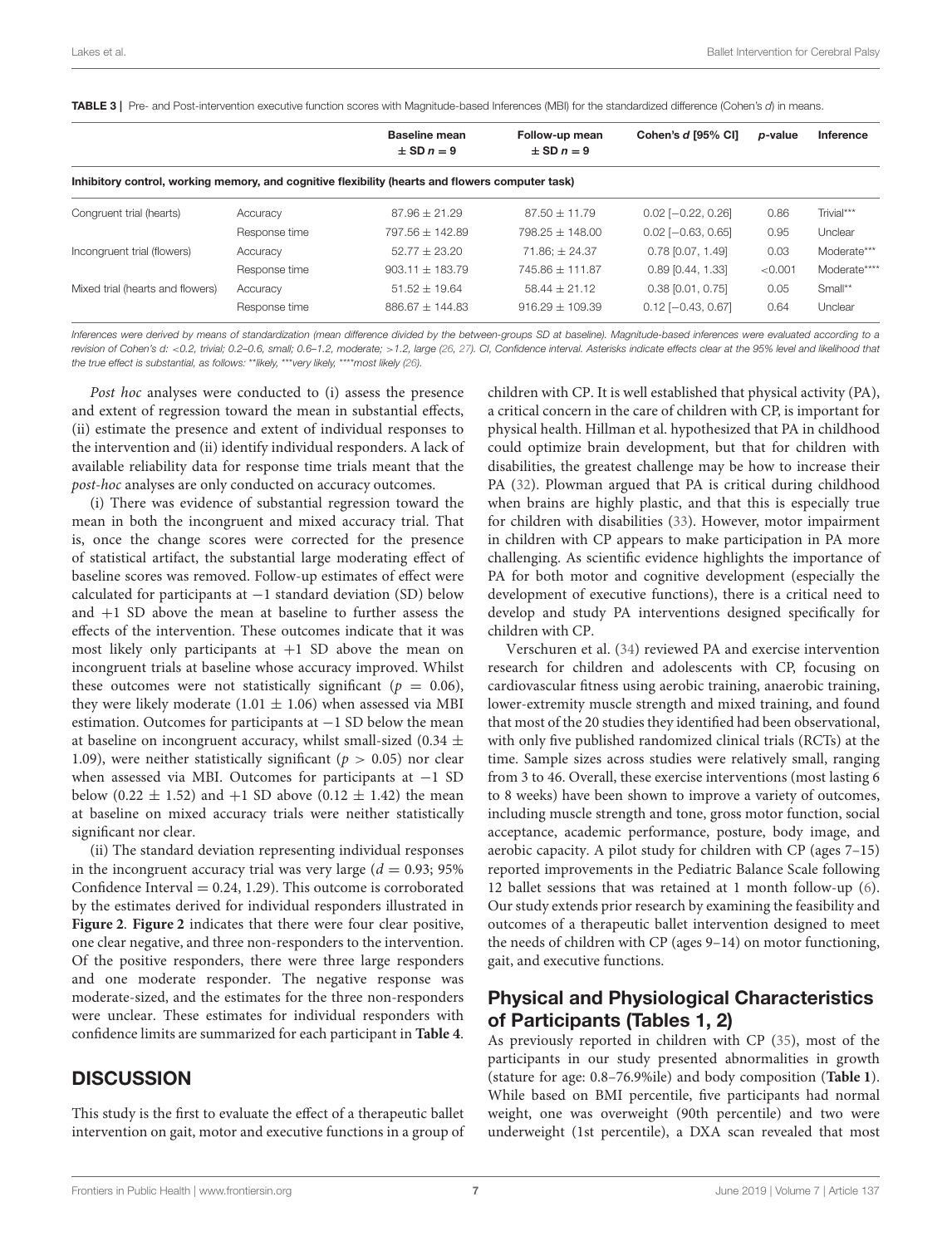**TABLE 3 |** Pre- and Post-intervention executive function scores with Magnitude-based Inferences (MBI) for the standardized difference (Cohen's *d*) in means.

| | | Baseline mean ± SD $n = 9$ | Follow-up mean ± SD $n = 9$ | Cohen's *d* [95% CI] | *p*-value | Inference |
|---|---|---|---|---|---|---|
| **Inhibitory control, working memory, and cognitive flexibility (hearts and flowers computer task)** | | | | | | |
| Congruent trial (hearts) | Accuracy | 87.96 ± 21.29 | 87.50 ± 11.79 | 0.02 [−0.22, 0.26] | 0.86 | Trivial*** |
| | Response time | 797.56 ± 142.89 | 798.25 ± 148.00 | 0.02 [−0.63, 0.65] | 0.95 | Unclear |
| Incongruent trial (flowers) | Accuracy | 52.77 ± 23.20 | 71.86; ± 24.37 | 0.78 [0.07, 1.49] | 0.03 | Moderate*** |
| | Response time | 903.11 ± 183.79 | 745.86 ± 111.87 | 0.89 [0.44, 1.33] | <0.001 | Moderate**** |
| Mixed trial (hearts and flowers) | Accuracy | 51.52 ± 19.64 | 58.44 ± 21.12 | 0.38 [0.01, 0.75] | 0.05 | Small** |
| | Response time | 886.67 ± 144.83 | 916.29 ± 109.39 | 0.12 [−0.43, 0.67] | 0.64 | Unclear |

*Inferences were derived by means of standardization (mean difference divided by the between-groups SD at baseline). Magnitude-based inferences were evaluated according to a revision of Cohen's d: <0.2, trivial; 0.2–0.6, small; 0.6–1.2, moderate; >1.2, large (26, 27). CI, Confidence interval. Asterisks indicate effects clear at the 95% level and likelihood that the true effect is substantial, as follows: **likely, ***very likely, ****most likely (26).*

*Post hoc* analyses were conducted to (i) assess the presence and extent of regression toward the mean in substantial effects, (ii) estimate the presence and extent of individual responses to the intervention and (ii) identify individual responders. A lack of available reliability data for response time trials meant that the *post-hoc* analyses are only conducted on accuracy outcomes.

(i) There was evidence of substantial regression toward the mean in both the incongruent and mixed accuracy trial. That is, once the change scores were corrected for the presence of statistical artifact, the substantial large moderating effect of baseline scores was removed. Follow-up estimates of effect were calculated for participants at −1 standard deviation (SD) below and +1 SD above the mean at baseline to further assess the effects of the intervention. These outcomes indicate that it was most likely only participants at +1 SD above the mean on incongruent trials at baseline whose accuracy improved. Whilst these outcomes were not statistically significant ($p = 0.06$), they were likely moderate (1.01 ± 1.06) when assessed via MBI estimation. Outcomes for participants at −1 SD below the mean at baseline on incongruent accuracy, whilst small-sized (0.34 ± 1.09), were neither statistically significant ($p > 0.05$) nor clear when assessed via MBI. Outcomes for participants at −1 SD below (0.22 ± 1.52) and +1 SD above (0.12 ± 1.42) the mean at baseline on mixed accuracy trials were neither statistically significant nor clear.

(ii) The standard deviation representing individual responses in the incongruent accuracy trial was very large ($d = 0.93$; 95% Confidence Interval = 0.24, 1.29). This outcome is corroborated by the estimates derived for individual responders illustrated in **Figure 2**. **Figure 2** indicates that there were four clear positive, one clear negative, and three non-responders to the intervention. Of the positive responders, there were three large responders and one moderate responder. The negative response was moderate-sized, and the estimates for the three non-responders were unclear. These estimates for individual responders with confidence limits are summarized for each participant in **Table 4**.

## DISCUSSION

This study is the first to evaluate the effect of a therapeutic ballet intervention on gait, motor and executive functions in a group of children with CP. It is well established that physical activity (PA), a critical concern in the care of children with CP, is important for physical health. Hillman et al. hypothesized that PA in childhood could optimize brain development, but that for children with disabilities, the greatest challenge may be how to increase their PA (32). Plowman argued that PA is critical during childhood when brains are highly plastic, and that this is especially true for children with disabilities (33). However, motor impairment in children with CP appears to make participation in PA more challenging. As scientific evidence highlights the importance of PA for both motor and cognitive development (especially the development of executive functions), there is a critical need to develop and study PA interventions designed specifically for children with CP.

Verschuren et al. (34) reviewed PA and exercise intervention research for children and adolescents with CP, focusing on cardiovascular fitness using aerobic training, anaerobic training, lower-extremity muscle strength and mixed training, and found that most of the 20 studies they identified had been observational, with only five published randomized clinical trials (RCTs) at the time. Sample sizes across studies were relatively small, ranging from 3 to 46. Overall, these exercise interventions (most lasting 6 to 8 weeks) have been shown to improve a variety of outcomes, including muscle strength and tone, gross motor function, social acceptance, academic performance, posture, body image, and aerobic capacity. A pilot study for children with CP (ages 7–15) reported improvements in the Pediatric Balance Scale following 12 ballet sessions that was retained at 1 month follow-up (6). Our study extends prior research by examining the feasibility and outcomes of a therapeutic ballet intervention designed to meet the needs of children with CP (ages 9–14) on motor functioning, gait, and executive functions.

### Physical and Physiological Characteristics of Participants (Tables 1, 2)

As previously reported in children with CP (35), most of the participants in our study presented abnormalities in growth (stature for age: 0.8–76.9%ile) and body composition (**Table 1**). While based on BMI percentile, five participants had normal weight, one was overweight (90th percentile) and two were underweight (1st percentile), a DXA scan revealed that most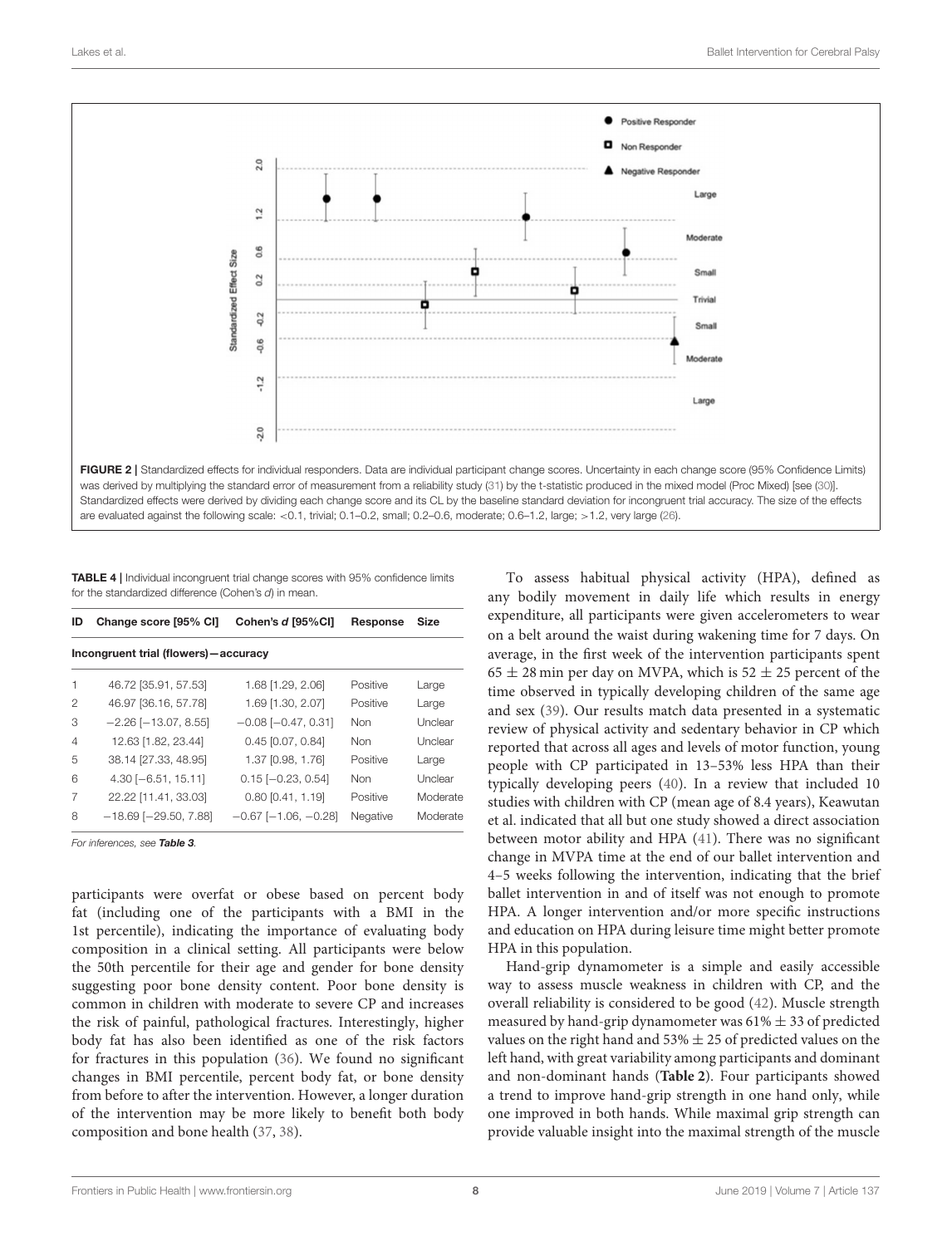FIGURE 2 | Standardized effects for individual responders. Data are individual participant change scores. Uncertainty in each change score (95% Confidence Limits) was derived by multiplying the standard error of measurement from a reliability study (31) by the t-statistic produced in the mixed model (Proc Mixed) [see (30)]. Standardized effects were derived by dividing each change score and its CL by the baseline standard deviation for incongruent trial accuracy. The size of the effects are evaluated against the following scale: <0.1, trivial; 0.1–0.2, small; 0.2–0.6, moderate; 0.6–1.2, large; >1.2, very large (26).

**TABLE 4** | Individual incongruent trial change scores with 95% confidence limits for the standardized difference (Cohen's *d*) in mean.

| ID | Change score [95% CI] | Cohen's *d* [95%CI] | Response | Size |
|---|---|---|---|---|
| **Incongruent trial (flowers)—accuracy** | | | | |
| 1 | 46.72 [35.91, 57.53] | 1.68 [1.29, 2.06] | Positive | Large |
| 2 | 46.97 [36.16, 57.78] | 1.69 [1.30, 2.07] | Positive | Large |
| 3 | −2.26 [−13.07, 8.55] | −0.08 [−0.47, 0.31] | Non | Unclear |
| 4 | 12.63 [1.82, 23.44] | 0.45 [0.07, 0.84] | Non | Unclear |
| 5 | 38.14 [27.33, 48.95] | 1.37 [0.98, 1.76] | Positive | Large |
| 6 | 4.30 [−6.51, 15.11] | 0.15 [−0.23, 0.54] | Non | Unclear |
| 7 | 22.22 [11.41, 33.03] | 0.80 [0.41, 1.19] | Positive | Moderate |
| 8 | −18.69 [−29.50, 7.88] | −0.67 [−1.06, −0.28] | Negative | Moderate |

*For inferences, see* ***Table 3***.

participants were overfat or obese based on percent body fat (including one of the participants with a BMI in the 1st percentile), indicating the importance of evaluating body composition in a clinical setting. All participants were below the 50th percentile for their age and gender for bone density suggesting poor bone density content. Poor bone density is common in children with moderate to severe CP and increases the risk of painful, pathological fractures. Interestingly, higher body fat has also been identified as one of the risk factors for fractures in this population (36). We found no significant changes in BMI percentile, percent body fat, or bone density from before to after the intervention. However, a longer duration of the intervention may be more likely to benefit both body composition and bone health (37, 38).

To assess habitual physical activity (HPA), defined as any bodily movement in daily life which results in energy expenditure, all participants were given accelerometers to wear on a belt around the waist during wakening time for 7 days. On average, in the first week of the intervention participants spent 65 ± 28 min per day on MVPA, which is 52 ± 25 percent of the time observed in typically developing children of the same age and sex (39). Our results match data presented in a systematic review of physical activity and sedentary behavior in CP which reported that across all ages and levels of motor function, young people with CP participated in 13–53% less HPA than their typically developing peers (40). In a review that included 10 studies with children with CP (mean age of 8.4 years), Keawutan et al. indicated that all but one study showed a direct association between motor ability and HPA (41). There was no significant change in MVPA time at the end of our ballet intervention and 4–5 weeks following the intervention, indicating that the brief ballet intervention in and of itself was not enough to promote HPA. A longer intervention and/or more specific instructions and education on HPA during leisure time might better promote HPA in this population.

Hand-grip dynamometer is a simple and easily accessible way to assess muscle weakness in children with CP, and the overall reliability is considered to be good (42). Muscle strength measured by hand-grip dynamometer was 61% ± 33 of predicted values on the right hand and 53% ± 25 of predicted values on the left hand, with great variability among participants and dominant and non-dominant hands (**Table 2**). Four participants showed a trend to improve hand-grip strength in one hand only, while one improved in both hands. While maximal grip strength can provide valuable insight into the maximal strength of the muscle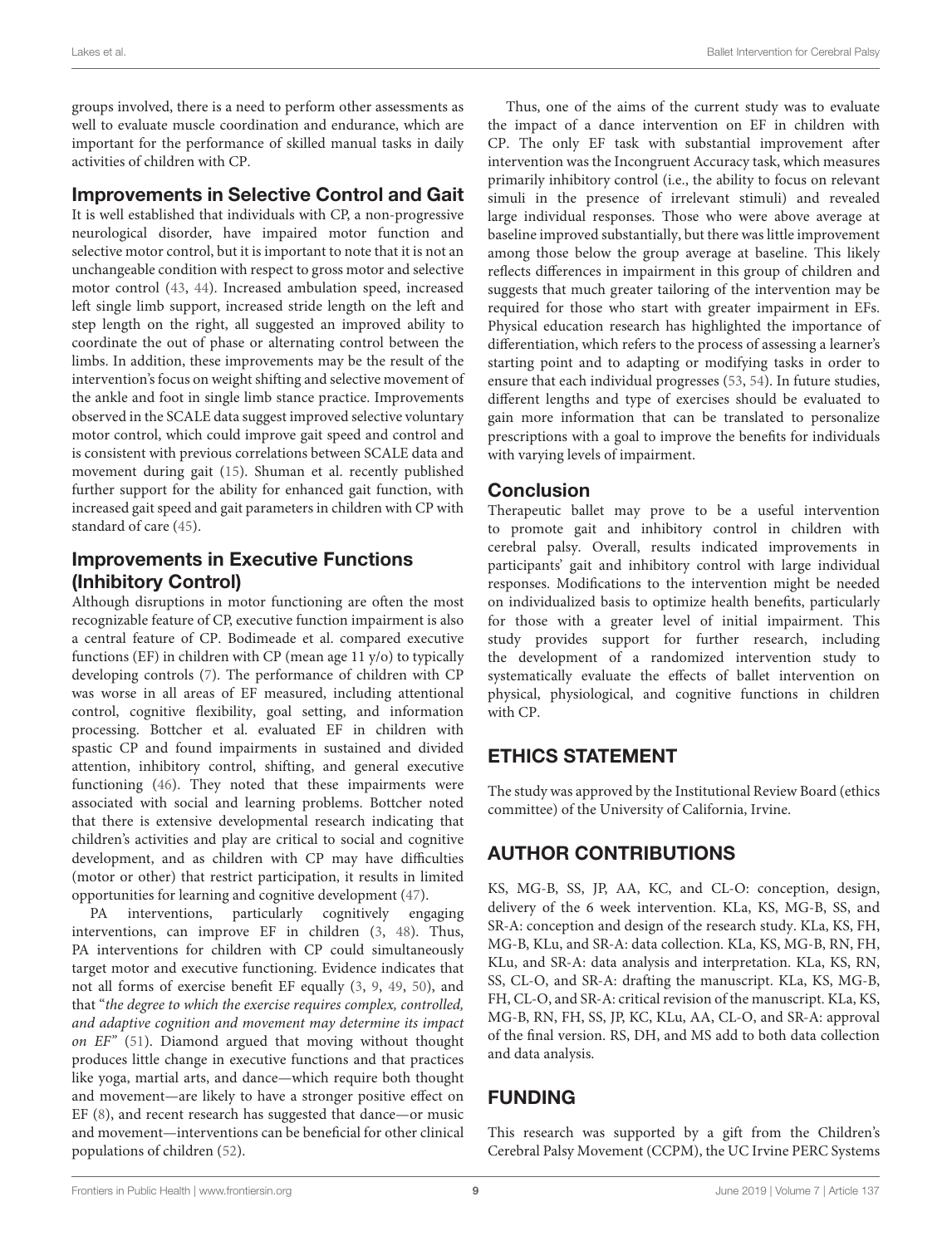groups involved, there is a need to perform other assessments as well to evaluate muscle coordination and endurance, which are important for the performance of skilled manual tasks in daily activities of children with CP.

## Improvements in Selective Control and Gait

It is well established that individuals with CP, a non-progressive neurological disorder, have impaired motor function and selective motor control, but it is important to note that it is not an unchangeable condition with respect to gross motor and selective motor control (43, 44). Increased ambulation speed, increased left single limb support, increased stride length on the left and step length on the right, all suggested an improved ability to coordinate the out of phase or alternating control between the limbs. In addition, these improvements may be the result of the intervention's focus on weight shifting and selective movement of the ankle and foot in single limb stance practice. Improvements observed in the SCALE data suggest improved selective voluntary motor control, which could improve gait speed and control and is consistent with previous correlations between SCALE data and movement during gait (15). Shuman et al. recently published further support for the ability for enhanced gait function, with increased gait speed and gait parameters in children with CP with standard of care (45).

## Improvements in Executive Functions (Inhibitory Control)

Although disruptions in motor functioning are often the most recognizable feature of CP, executive function impairment is also a central feature of CP. Bodimeade et al. compared executive functions (EF) in children with CP (mean age 11 y/o) to typically developing controls (7). The performance of children with CP was worse in all areas of EF measured, including attentional control, cognitive flexibility, goal setting, and information processing. Bottcher et al. evaluated EF in children with spastic CP and found impairments in sustained and divided attention, inhibitory control, shifting, and general executive functioning (46). They noted that these impairments were associated with social and learning problems. Bottcher noted that there is extensive developmental research indicating that children's activities and play are critical to social and cognitive development, and as children with CP may have difficulties (motor or other) that restrict participation, it results in limited opportunities for learning and cognitive development (47).

PA interventions, particularly cognitively engaging interventions, can improve EF in children (3, 48). Thus, PA interventions for children with CP could simultaneously target motor and executive functioning. Evidence indicates that not all forms of exercise benefit EF equally (3, 9, 49, 50), and that "*the degree to which the exercise requires complex, controlled, and adaptive cognition and movement may determine its impact on EF*" (51). Diamond argued that moving without thought produces little change in executive functions and that practices like yoga, martial arts, and dance—which require both thought and movement—are likely to have a stronger positive effect on EF (8), and recent research has suggested that dance—or music and movement—interventions can be beneficial for other clinical populations of children (52).

Thus, one of the aims of the current study was to evaluate the impact of a dance intervention on EF in children with CP. The only EF task with substantial improvement after intervention was the Incongruent Accuracy task, which measures primarily inhibitory control (i.e., the ability to focus on relevant simuli in the presence of irrelevant stimuli) and revealed large individual responses. Those who were above average at baseline improved substantially, but there was little improvement among those below the group average at baseline. This likely reflects differences in impairment in this group of children and suggests that much greater tailoring of the intervention may be required for those who start with greater impairment in EFs. Physical education research has highlighted the importance of differentiation, which refers to the process of assessing a learner's starting point and to adapting or modifying tasks in order to ensure that each individual progresses (53, 54). In future studies, different lengths and type of exercises should be evaluated to gain more information that can be translated to personalize prescriptions with a goal to improve the benefits for individuals with varying levels of impairment.

## Conclusion

Therapeutic ballet may prove to be a useful intervention to promote gait and inhibitory control in children with cerebral palsy. Overall, results indicated improvements in participants' gait and inhibitory control with large individual responses. Modifications to the intervention might be needed on individualized basis to optimize health benefits, particularly for those with a greater level of initial impairment. This study provides support for further research, including the development of a randomized intervention study to systematically evaluate the effects of ballet intervention on physical, physiological, and cognitive functions in children with CP.

# ETHICS STATEMENT

The study was approved by the Institutional Review Board (ethics committee) of the University of California, Irvine.

# AUTHOR CONTRIBUTIONS

KS, MG-B, SS, JP, AA, KC, and CL-O: conception, design, delivery of the 6 week intervention. KLa, KS, MG-B, SS, and SR-A: conception and design of the research study. KLa, KS, FH, MG-B, KLu, and SR-A: data collection. KLa, KS, MG-B, RN, FH, KLu, and SR-A: data analysis and interpretation. KLa, KS, RN, SS, CL-O, and SR-A: drafting the manuscript. KLa, KS, MG-B, FH, CL-O, and SR-A: critical revision of the manuscript. KLa, KS, MG-B, RN, FH, SS, JP, KC, KLu, AA, CL-O, and SR-A: approval of the final version. RS, DH, and MS add to both data collection and data analysis.

# FUNDING

This research was supported by a gift from the Children's Cerebral Palsy Movement (CCPM), the UC Irvine PERC Systems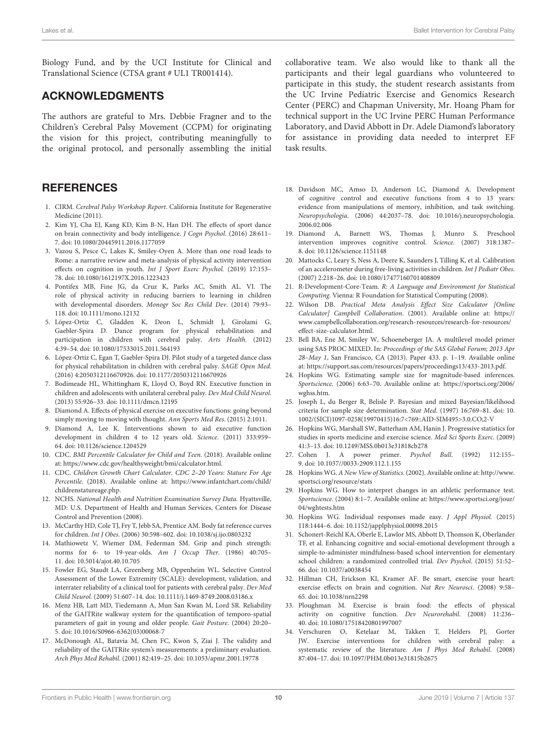Biology Fund, and by the UCI Institute for Clinical and Translational Science (CTSA grant # UL1 TR001414).

## ACKNOWLEDGMENTS

The authors are grateful to Mrs. Debbie Fragner and to the Children's Cerebral Palsy Movement (CCPM) for originating the vision for this project, contributing meaningfully to the original protocol, and personally assembling the initial collaborative team. We also would like to thank all the participants and their legal guardians who volunteered to participate in this study, the student research assistants from the UC Irvine Pediatric Exercise and Genomics Research Center (PERC) and Chapman University, Mr. Hoang Pham for technical support in the UC Irvine PERC Human Performance Laboratory, and David Abbott in Dr. Adele Diamond's laboratory for assistance in providing data needed to interpret EF task results.

## REFERENCES

1. CIRM. *Cerebral Palsy Workshop Report*. California Institute for Regenerative Medicine (2011).
2. Kim YJ, Cha EJ, Kang KD, Kim B-N, Han DH. The effects of sport dance on brain connectivity and body intelligence. *J Cogn Psychol*. (2016) 28:611–7. doi: 10.1080/20445911.2016.1177059
3. Vazou S, Pesce C, Lakes K, Smiley-Oyen A. More than one road leads to Rome: a narrative review and meta-analysis of physical activity intervention effects on cognition in youth. *Int J Sport Exerc Psychol.* (2019) 17:153–78. doi: 10.1080/1612197X.2016.1223423
4. Pontifex MB, Fine JG, da Cruz K, Parks AC, Smith AL. VI. The role of physical activity in reducing barriers to learning in children with developmental disorders. *Monogr Soc Res Child Dev*. (2014) 79:93–118. doi: 10.1111/mono.12132
5. López-Ortiz C, Gladden K, Deon L, Schmidt J, Girolami G, Gaebler-Spira D. Dance program for physical rehabilitation and participation in children with cerebral palsy. *Arts Health*. (2012) 4:39–54. doi: 10.1080/17533015.2011.564193
6. López-Ortiz C, Egan T, Gaebler-Spira DJ. Pilot study of a targeted dance class for physical rehabilitation in children with cerebral palsy. *SAGE Open Med*. (2016) 4:2050312116670926. doi: 10.1177/2050312116670926
7. Bodimeade HL, Whittingham K, Lloyd O, Boyd RN. Executive function in children and adolescents with unilateral cerebral palsy. *Dev Med Child Neurol*. (2013) 55:926–33. doi: 10.1111/dmcn.12195
8. Diamond A. Effects of physical exercise on executive functions: going beyond simply moving to moving with thought. *Ann Sports Med Res*. (2015) 2:1011.
9. Diamond A, Lee K. Interventions shown to aid executive function development in children 4 to 12 years old. *Science*. (2011) 333:959–64. doi: 10.1126/science.1204529
10. CDC. *BMI Percentile Calculator for Child and Teen*. (2018). Available online at: https://www.cdc.gov/healthyweight/bmi/calculator.html.
11. CDC. *Children Growth Chart Calculator. CDC 2–20 Years: Stature For Age Percentile*. (2018). Available online at: https://www.infantchart.com/child/childrenstatureage.php.
12. NCHS. *National Health and Nutrition Examination Survey Data.* Hyattsville, MD: U.S. Department of Health and Human Services, Centers for Disease Control and Prevention (2008).
13. McCarthy HD, Cole TJ, Fry T, Jebb SA, Prentice AM. Body fat reference curves for children. *Int J Obes*. (2006) 30:598–602. doi: 10.1038/sj.ijo.0803232
14. Mathiowetz V, Wiemer DM, Federman SM. Grip and pinch strength: norms for 6- to 19-year-olds. *Am J Occup Ther*. (1986) 40:705–11. doi: 10.5014/ajot.40.10.705
15. Fowler EG, Staudt LA, Greenberg MB, Oppenheim WL. Selective Control Assessment of the Lower Extremity (SCALE): development, validation, and interrater reliability of a clinical tool for patients with cerebral palsy. *Dev Med Child Neurol*. (2009) 51:607–14. doi: 10.1111/j.1469-8749.2008.03186.x
16. Menz HB, Latt MD, Tiedemann A, Mun San Kwan M, Lord SR. Reliability of the GAITRite walkway system for the quantification of temporo-spatial parameters of gait in young and older people. *Gait Posture*. (2004) 20:20–5. doi: 10.1016/S0966-6362(03)00068-7
17. McDonough AL, Batavia M, Chen FC, Kwon S, Ziai J. The validity and reliability of the GAITRite system's measurements: a preliminary evaluation. *Arch Phys Med Rehabil*. (2001) 82:419–25. doi: 10.1053/apmr.2001.19778
18. Davidson MC, Amso D, Anderson LC, Diamond A. Development of cognitive control and executive functions from 4 to 13 years: evidence from manipulations of memory, inhibition, and task switching. *Neuropsychologia*. (2006) 44:2037–78. doi: 10.1016/j.neuropsychologia.2006.02.006
19. Diamond A, Barnett WS, Thomas J, Munro S. Preschool intervention improves cognitive control. *Science*. (2007) 318:1387–8. doi: 10.1126/science.1151148
20. Mattocks C, Leary S, Ness A, Deere K, Saunders J, Tilling K, et al. Calibration of an accelerometer during free-living activities in children. *Int J Pediatr Obes*. (2007) 2:218–26. doi: 10.1080/17477160701408809
21. R-Development-Core-Team. *R: A Language and Environment for Statistical Computing.* Vienna: R Foundation for Statistical Computing (2008).
22. Wilson DB. *Practical Meta Analysis Effect Size Calculator [Online Calculator] Campbell Collaboration*. (2001). Available online at: https://www.campbellcollaboration.org/research-resources/research-for-resources/effect-size-calculator.html.
23. Bell BA, Ene M, Smiley W, Schoeneberger JA. A multilevel model primer using SAS PROC MIXED. In: *Proceedings of the SAS Global Forum; 2013 Apr 28–May 1*, San Francisco, CA (2013). Paper 433. p. 1–19. Available online at: https://support.sas.com/resources/papers/proceedings13/433-2013.pdf.
24. Hopkins WG. Estimating sample size for magnitude-based inferences. *Sportscience*. (2006) 6:63–70. Available online at: https://sportsci.org/2006/wghss.htm.
25. Joseph L, du Berger R, Belisle P. Bayesian and mixed Bayesian/likelihood criteria for sample size determination. *Stat Med*. (1997) 16:769–81. doi: 10.1002/(SICI)1097-0258(19970415)16:7<769::AID-SIM495>3.0.CO;2-V
26. Hopkins WG, Marshall SW, Batterham AM, Hanin J. Progressive statistics for studies in sports medicine and exercise science. *Med Sci Sports Exerc*. (2009) 41:3–13. doi: 10.1249/MSS.0b013e31818cb278
27. Cohen J. A power primer. *Psychol Bull*. (1992) 112:155–9. doi: 10.1037//0033-2909.112.1.155
28. Hopkins WG. *A New View of Statistics*. (2002). Available online at: http://www.sportsci.org/resource/stats
29. Hopkins WG. How to interpret changes in an athletic performance test. *Sportscience*. (2004) 8:1–7. Available online at: https://www.sportsci.org/jour/04/wghtests.htm
30. Hopkins WG. Individual responses made easy. *J Appl Physiol.* (2015) 118:1444–6. doi: 10.1152/japplphysiol.00098.2015
31. Schonert-Reichl KA, Oberle E, Lawlor MS, Abbott D, Thomson K, Oberlander TF, et al. Enhancing cognitive and social-emotional development through a simple-to-administer mindfulness-based school intervention for elementary school children: a randomized controlled trial. *Dev Psychol*. (2015) 51:52–66. doi: 10.1037/a0038454
32. Hillman CH, Erickson KI, Kramer AF. Be smart, exercise your heart: exercise effects on brain and cognition. *Nat Rev Neurosci*. (2008) 9:58–65. doi: 10.1038/nrn2298
33. Ploughman M. Exercise is brain food: the effects of physical activity on cognitive function. *Dev Neurorehabil*. (2008) 11:236–40. doi: 10.1080/17518420801997007
34. Verschuren O, Ketelaar M, Takken T, Helders PJ, Gorter JW. Exercise interventions for children with cerebral palsy: a systematic review of the literature. *Am J Phys Med Rehabil*. (2008) 87:404–17. doi: 10.1097/PHM.0b013e31815b2675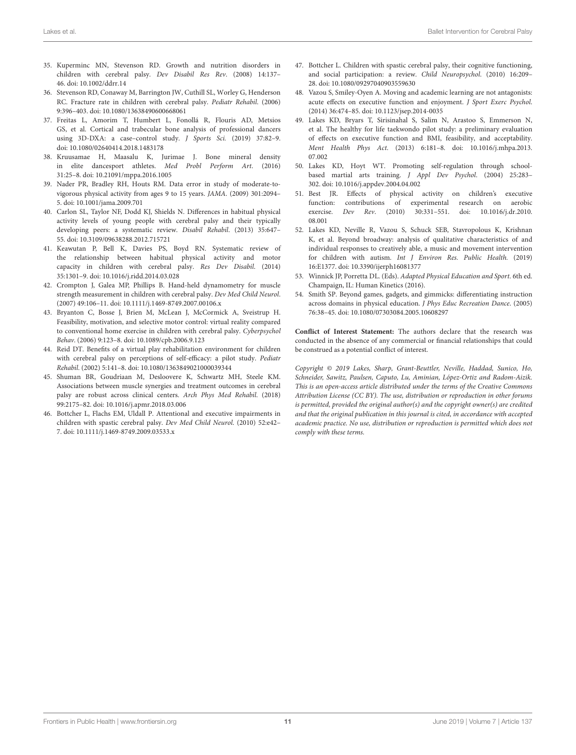35. Kuperminc MN, Stevenson RD. Growth and nutrition disorders in children with cerebral palsy. *Dev Disabil Res Rev*. (2008) 14:137–46. doi: 10.1002/ddrr.14
36. Stevenson RD, Conaway M, Barrington JW, Cuthill SL, Worley G, Henderson RC. Fracture rate in children with cerebral palsy. *Pediatr Rehabil*. (2006) 9:396–403. doi: 10.1080/13638490600668061
37. Freitas L, Amorim T, Humbert L, Fonollá R, Flouris AD, Metsios GS, et al. Cortical and trabecular bone analysis of professional dancers using 3D-DXA: a case–control study. *J Sports Sci*. (2019) 37:82–9. doi: 10.1080/02640414.2018.1483178
38. Kruusamae H, Maasalu K, Jurimae J. Bone mineral density in elite dancesport athletes. *Med Probl Perform Art*. (2016) 31:25–8. doi: 10.21091/mppa.2016.1005
39. Nader PR, Bradley RH, Houts RM. Data error in study of moderate-to-vigorous physical activity from ages 9 to 15 years. *JAMA*. (2009) 301:2094–5. doi: 10.1001/jama.2009.701
40. Carlon SL, Taylor NF, Dodd KJ, Shields N. Differences in habitual physical activity levels of young people with cerebral palsy and their typically developing peers: a systematic review. *Disabil Rehabil*. (2013) 35:647–55. doi: 10.3109/09638288.2012.715721
41. Keawutan P, Bell K, Davies PS, Boyd RN. Systematic review of the relationship between habitual physical activity and motor capacity in children with cerebral palsy. *Res Dev Disabil*. (2014) 35:1301–9. doi: 10.1016/j.ridd.2014.03.028
42. Crompton J, Galea MP, Phillips B. Hand-held dynamometry for muscle strength measurement in children with cerebral palsy. *Dev Med Child Neurol*. (2007) 49:106–11. doi: 10.1111/j.1469-8749.2007.00106.x
43. Bryanton C, Bosse J, Brien M, McLean J, McCormick A, Sveistrup H. Feasibility, motivation, and selective motor control: virtual reality compared to conventional home exercise in children with cerebral palsy. *Cyberpsychol Behav*. (2006) 9:123–8. doi: 10.1089/cpb.2006.9.123
44. Reid DT. Benefits of a virtual play rehabilitation environment for children with cerebral palsy on perceptions of self-efficacy: a pilot study. *Pediatr Rehabil*. (2002) 5:141–8. doi: 10.1080/1363849021000039344
45. Shuman BR, Goudriaan M, Desloovere K, Schwartz MH, Steele KM. Associations between muscle synergies and treatment outcomes in cerebral palsy are robust across clinical centers. *Arch Phys Med Rehabil*. (2018) 99:2175–82. doi: 10.1016/j.apmr.2018.03.006
46. Bottcher L, Flachs EM, Uldall P. Attentional and executive impairments in children with spastic cerebral palsy. *Dev Med Child Neurol*. (2010) 52:e42–7. doi: 10.1111/j.1469-8749.2009.03533.x
47. Bottcher L. Children with spastic cerebral palsy, their cognitive functioning, and social participation: a review. *Child Neuropsychol*. (2010) 16:209–28. doi: 10.1080/09297040903559630
48. Vazou S, Smiley-Oyen A. Moving and academic learning are not antagonists: acute effects on executive function and enjoyment. *J Sport Exerc Psychol*. (2014) 36:474–85. doi: 10.1123/jsep.2014-0035
49. Lakes KD, Bryars T, Sirisinahal S, Salim N, Arastoo S, Emmerson N, et al. The healthy for life taekwondo pilot study: a preliminary evaluation of effects on executive function and BMI, feasibility, and acceptability. *Ment Health Phys Act*. (2013) 6:181–8. doi: 10.1016/j.mhpa.2013.07.002
50. Lakes KD, Hoyt WT. Promoting self-regulation through school-based martial arts training. *J Appl Dev Psychol*. (2004) 25:283–302. doi: 10.1016/j.appdev.2004.04.002
51. Best JR. Effects of physical activity on children's executive function: contributions of experimental research on aerobic exercise. *Dev Rev*. (2010) 30:331–551. doi: 10.1016/j.dr.2010.08.001
52. Lakes KD, Neville R, Vazou S, Schuck SEB, Stavropolous K, Krishnan K, et al. Beyond broadway: analysis of qualitative characteristics of and individual responses to creatively able, a music and movement intervention for children with autism. *Int J Environ Res. Public Health*. (2019) 16:E1377. doi: 10.3390/ijerph16081377
53. Winnick JP, Porretta DL. (Eds). *Adapted Physical Education and Sport*. 6th ed. Champaign, IL: Human Kinetics (2016).
54. Smith SP. Beyond games, gadgets, and gimmicks: differentiating instruction across domains in physical education. *J Phys Educ Recreation Dance*. (2005) 76:38–45. doi: 10.1080/07303084.2005.10608297

**Conflict of Interest Statement:** The authors declare that the research was conducted in the absence of any commercial or financial relationships that could be construed as a potential conflict of interest.

*Copyright © 2019 Lakes, Sharp, Grant-Beuttler, Neville, Haddad, Sunico, Ho, Schneider, Sawitz, Paulsen, Caputo, Lu, Aminian, López-Ortiz and Radom-Aizik. This is an open-access article distributed under the terms of the Creative Commons Attribution License (CC BY). The use, distribution or reproduction in other forums is permitted, provided the original author(s) and the copyright owner(s) are credited and that the original publication in this journal is cited, in accordance with accepted academic practice. No use, distribution or reproduction is permitted which does not comply with these terms.*